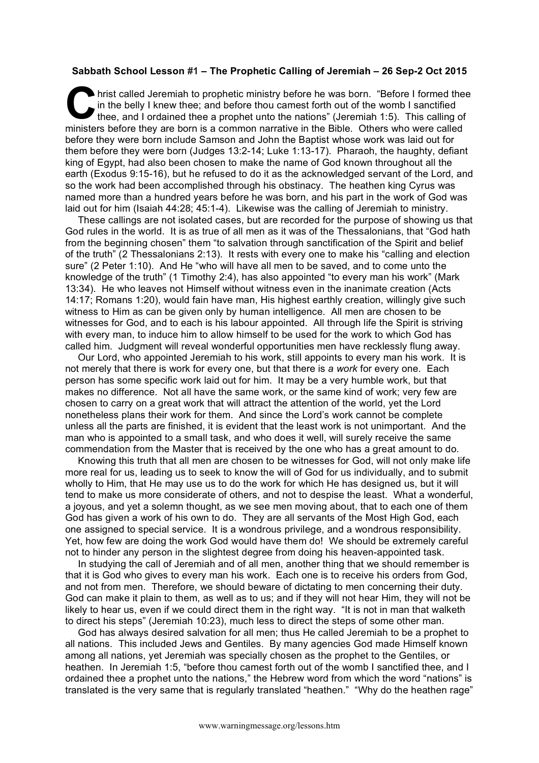**Sabbath School Lesson #1 – The Prophetic Calling of Jeremiah – 26 Sep-2 Oct 2015**

Christ called Jeremiah to prophetic ministry before he was born. "Before I formed thee in the belly I knew thee; and before thou camest forth out of the womb I sanctified thee, and I ordained thee a prophet unto the nations" (Jeremiah 1:5). This calling of ministers before they are born is a common narrative in the Bible. Others who were called before they were born include Samson and John the Baptist whose work was laid out for them before they were born (Judges 13:2-14; Luke 1:13-17). Pharaoh, the haughty, defiant king of Egypt, had also been chosen to make the name of God known throughout all the earth (Exodus 9:15-16), but he refused to do it as the acknowledged servant of the Lord, and so the work had been accomplished through his obstinacy. The heathen king Cyrus was named more than a hundred years before he was born, and his part in the work of God was laid out for him (Isaiah 44:28; 45:1-4). Likewise was the calling of Jeremiah to ministry.

These callings are not isolated cases, but are recorded for the purpose of showing us that God rules in the world. It is as true of all men as it was of the Thessalonians, that "God hath from the beginning chosen" them "to salvation through sanctification of the Spirit and belief of the truth" (2 Thessalonians 2:13). It rests with every one to make his "calling and election sure" (2 Peter 1:10). And He "who will have all men to be saved, and to come unto the knowledge of the truth" (1 Timothy 2:4), has also appointed "to every man his work" (Mark 13:34). He who leaves not Himself without witness even in the inanimate creation (Acts 14:17; Romans 1:20), would fain have man, His highest earthly creation, willingly give such witness to Him as can be given only by human intelligence. All men are chosen to be witnesses for God, and to each is his labour appointed. All through life the Spirit is striving with every man, to induce him to allow himself to be used for the work to which God has called him. Judgment will reveal wonderful opportunities men have recklessly flung away.

Our Lord, who appointed Jeremiah to his work, still appoints to every man his work. It is not merely that there is work for every one, but that there is *a work* for every one. Each person has some specific work laid out for him. It may be a very humble work, but that makes no difference. Not all have the same work, or the same kind of work; very few are chosen to carry on a great work that will attract the attention of the world, yet the Lord nonetheless plans their work for them. And since the Lord's work cannot be complete unless all the parts are finished, it is evident that the least work is not unimportant. And the man who is appointed to a small task, and who does it well, will surely receive the same commendation from the Master that is received by the one who has a great amount to do.

Knowing this truth that all men are chosen to be witnesses for God, will not only make life more real for us, leading us to seek to know the will of God for us individually, and to submit wholly to Him, that He may use us to do the work for which He has designed us, but it will tend to make us more considerate of others, and not to despise the least. What a wonderful, a joyous, and yet a solemn thought, as we see men moving about, that to each one of them God has given a work of his own to do. They are all servants of the Most High God, each one assigned to special service. It is a wondrous privilege, and a wondrous responsibility. Yet, how few are doing the work God would have them do! We should be extremely careful not to hinder any person in the slightest degree from doing his heaven-appointed task.

In studying the call of Jeremiah and of all men, another thing that we should remember is that it is God who gives to every man his work. Each one is to receive his orders from God, and not from men. Therefore, we should beware of dictating to men concerning their duty. God can make it plain to them, as well as to us; and if they will not hear Him, they will not be likely to hear us, even if we could direct them in the right way. "It is not in man that walketh to direct his steps" (Jeremiah 10:23), much less to direct the steps of some other man.

God has always desired salvation for all men; thus He called Jeremiah to be a prophet to all nations. This included Jews and Gentiles. By many agencies God made Himself known among all nations, yet Jeremiah was specially chosen as the prophet to the Gentiles, or heathen. In Jeremiah 1:5, "before thou camest forth out of the womb I sanctified thee, and I ordained thee a prophet unto the nations," the Hebrew word from which the word "nations" is translated is the very same that is regularly translated "heathen." "Why do the heathen rage"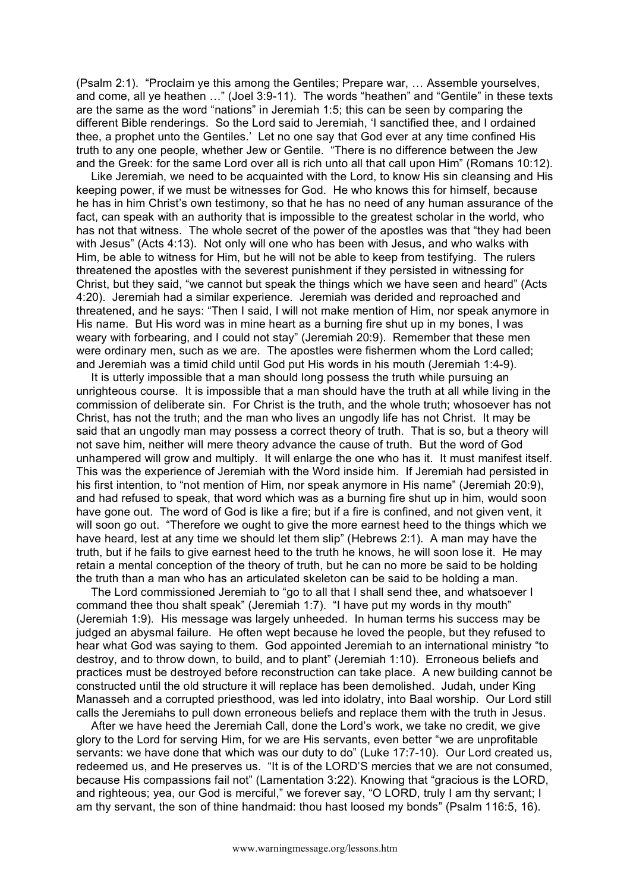(Psalm 2:1). "Proclaim ye this among the Gentiles; Prepare war, … Assemble yourselves, and come, all ye heathen …" (Joel 3:9-11). The words "heathen" and "Gentile" in these texts are the same as the word "nations" in Jeremiah 1:5; this can be seen by comparing the different Bible renderings. So the Lord said to Jeremiah, 'I sanctified thee, and I ordained thee, a prophet unto the Gentiles.' Let no one say that God ever at any time confined His truth to any one people, whether Jew or Gentile. "There is no difference between the Jew and the Greek: for the same Lord over all is rich unto all that call upon Him" (Romans 10:12).

Like Jeremiah, we need to be acquainted with the Lord, to know His sin cleansing and His keeping power, if we must be witnesses for God. He who knows this for himself, because he has in him Christ's own testimony, so that he has no need of any human assurance of the fact, can speak with an authority that is impossible to the greatest scholar in the world, who has not that witness. The whole secret of the power of the apostles was that "they had been with Jesus" (Acts 4:13). Not only will one who has been with Jesus, and who walks with Him, be able to witness for Him, but he will not be able to keep from testifying. The rulers threatened the apostles with the severest punishment if they persisted in witnessing for Christ, but they said, "we cannot but speak the things which we have seen and heard" (Acts 4:20). Jeremiah had a similar experience. Jeremiah was derided and reproached and threatened, and he says: "Then I said, I will not make mention of Him, nor speak anymore in His name. But His word was in mine heart as a burning fire shut up in my bones, I was weary with forbearing, and I could not stay" (Jeremiah 20:9). Remember that these men were ordinary men, such as we are. The apostles were fishermen whom the Lord called; and Jeremiah was a timid child until God put His words in his mouth (Jeremiah 1:4-9).

It is utterly impossible that a man should long possess the truth while pursuing an unrighteous course. It is impossible that a man should have the truth at all while living in the commission of deliberate sin. For Christ is the truth, and the whole truth; whosoever has not Christ, has not the truth; and the man who lives an ungodly life has not Christ. It may be said that an ungodly man may possess a correct theory of truth. That is so, but a theory will not save him, neither will mere theory advance the cause of truth. But the word of God unhampered will grow and multiply. It will enlarge the one who has it. It must manifest itself. This was the experience of Jeremiah with the Word inside him. If Jeremiah had persisted in his first intention, to "not mention of Him, nor speak anymore in His name" (Jeremiah 20:9), and had refused to speak, that word which was as a burning fire shut up in him, would soon have gone out. The word of God is like a fire; but if a fire is confined, and not given vent, it will soon go out. "Therefore we ought to give the more earnest heed to the things which we have heard, lest at any time we should let them slip" (Hebrews 2:1). A man may have the truth, but if he fails to give earnest heed to the truth he knows, he will soon lose it. He may retain a mental conception of the theory of truth, but he can no more be said to be holding the truth than a man who has an articulated skeleton can be said to be holding a man.

The Lord commissioned Jeremiah to "go to all that I shall send thee, and whatsoever I command thee thou shalt speak" (Jeremiah 1:7). "I have put my words in thy mouth" (Jeremiah 1:9). His message was largely unheeded. In human terms his success may be judged an abysmal failure. He often wept because he loved the people, but they refused to hear what God was saying to them. God appointed Jeremiah to an international ministry "to destroy, and to throw down, to build, and to plant" (Jeremiah 1:10). Erroneous beliefs and practices must be destroyed before reconstruction can take place. A new building cannot be constructed until the old structure it will replace has been demolished. Judah, under King Manasseh and a corrupted priesthood, was led into idolatry, into Baal worship. Our Lord still calls the Jeremiahs to pull down erroneous beliefs and replace them with the truth in Jesus.

After we have heed the Jeremiah Call, done the Lord's work, we take no credit, we give glory to the Lord for serving Him, for we are His servants, even better "we are unprofitable servants: we have done that which was our duty to do" (Luke 17:7-10). Our Lord created us, redeemed us, and He preserves us. "It is of the LORD'S mercies that we are not consumed, because His compassions fail not" (Lamentation 3:22). Knowing that "gracious is the LORD, and righteous; yea, our God is merciful," we forever say, "O LORD, truly I am thy servant; I am thy servant, the son of thine handmaid: thou hast loosed my bonds" (Psalm 116:5, 16).

www.warningmessage.org/lessons.htm